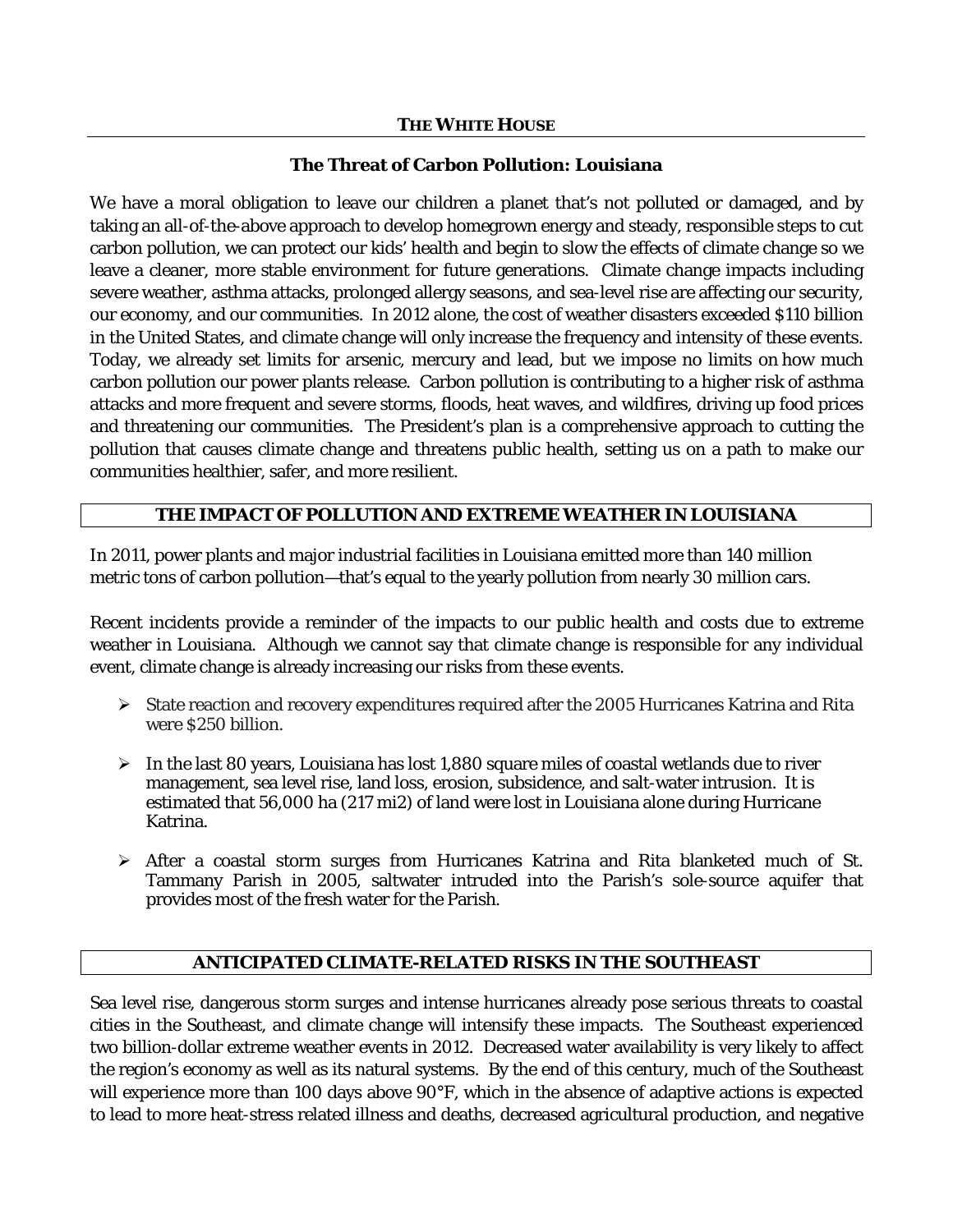**THE WHITE HOUSE**

## The Threat of Carbon Pollution: Louisiana

We have a moral obligation to leave our children a planet that's not polluted or damaged, and by taking an all-of-the-above approach to develop homegrown energy and steady, responsible steps to cut carbon pollution, we can protect our kids' health and begin to slow the effects of climate change so we leave a cleaner, more stable environment for future generations. Climate change impacts including severe weather, asthma attacks, prolonged allergy seasons, and sea-level rise are affecting our security, our economy, and our communities. In 2012 alone, the cost of weather disasters exceeded $110 billion in the United States, and climate change will only increase the frequency and intensity of these events. Today, we already set limits for arsenic, mercury and lead, but we impose no limits on how much carbon pollution our power plants release. Carbon pollution is contributing to a higher risk of asthma attacks and more frequent and severe storms, floods, heat waves, and wildfires, driving up food prices and threatening our communities. The President's plan is a comprehensive approach to cutting the pollution that causes climate change and threatens public health, setting us on a path to make our communities healthier, safer, and more resilient.

### THE IMPACT OF POLLUTION AND EXTREME WEATHER IN LOUISIANA

In 2011, power plants and major industrial facilities in Louisiana emitted more than 140 million metric tons of carbon pollution—that's equal to the yearly pollution from nearly 30 million cars.

Recent incidents provide a reminder of the impacts to our public health and costs due to extreme weather in Louisiana. Although we cannot say that climate change is responsible for any individual event, climate change is already increasing our risks from these events.

- State reaction and recovery expenditures required after the 2005 Hurricanes Katrina and Rita were $250 billion.
- In the last 80 years, Louisiana has lost 1,880 square miles of coastal wetlands due to river management, sea level rise, land loss, erosion, subsidence, and salt-water intrusion. It is estimated that 56,000 ha (217 mi2) of land were lost in Louisiana alone during Hurricane Katrina.
- After a coastal storm surges from Hurricanes Katrina and Rita blanketed much of St. Tammany Parish in 2005, saltwater intruded into the Parish's sole-source aquifer that provides most of the fresh water for the Parish.

### ANTICIPATED CLIMATE-RELATED RISKS IN THE SOUTHEAST

Sea level rise, dangerous storm surges and intense hurricanes already pose serious threats to coastal cities in the Southeast, and climate change will intensify these impacts. The Southeast experienced two billion-dollar extreme weather events in 2012. Decreased water availability is very likely to affect the region's economy as well as its natural systems. By the end of this century, much of the Southeast will experience more than 100 days above 90°F, which in the absence of adaptive actions is expected to lead to more heat-stress related illness and deaths, decreased agricultural production, and negative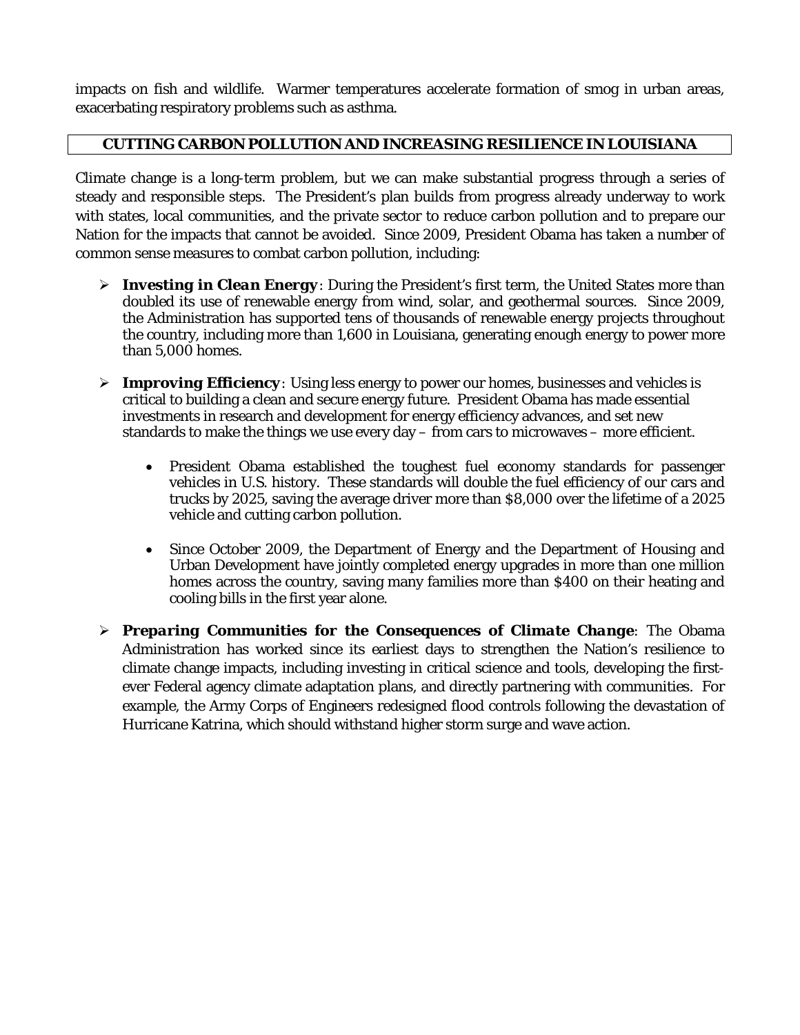impacts on fish and wildlife. Warmer temperatures accelerate formation of smog in urban areas, exacerbating respiratory problems such as asthma.

## CUTTING CARBON POLLUTION AND INCREASING RESILIENCE IN LOUISIANA

Climate change is a long-term problem, but we can make substantial progress through a series of steady and responsible steps. The President's plan builds from progress already underway to work with states, local communities, and the private sector to reduce carbon pollution and to prepare our Nation for the impacts that cannot be avoided. Since 2009, President Obama has taken a number of common sense measures to combat carbon pollution, including:

- ***Investing in Clean Energy***: During the President's first term, the United States more than doubled its use of renewable energy from wind, solar, and geothermal sources. Since 2009, the Administration has supported tens of thousands of renewable energy projects throughout the country, including more than 1,600 in Louisiana, generating enough energy to power more than 5,000 homes.

- ***Improving Efficiency***: Using less energy to power our homes, businesses and vehicles is critical to building a clean and secure energy future. President Obama has made essential investments in research and development for energy efficiency advances, and set new standards to make the things we use every day – from cars to microwaves – more efficient.

  - President Obama established the toughest fuel economy standards for passenger vehicles in U.S. history. These standards will double the fuel efficiency of our cars and trucks by 2025, saving the average driver more than $8,000 over the lifetime of a 2025 vehicle and cutting carbon pollution.

  - Since October 2009, the Department of Energy and the Department of Housing and Urban Development have jointly completed energy upgrades in more than one million homes across the country, saving many families more than $400 on their heating and cooling bills in the first year alone.

- ***Preparing Communities for the Consequences of Climate Change***: The Obama Administration has worked since its earliest days to strengthen the Nation's resilience to climate change impacts, including investing in critical science and tools, developing the first-ever Federal agency climate adaptation plans, and directly partnering with communities. For example, the Army Corps of Engineers redesigned flood controls following the devastation of Hurricane Katrina, which should withstand higher storm surge and wave action.